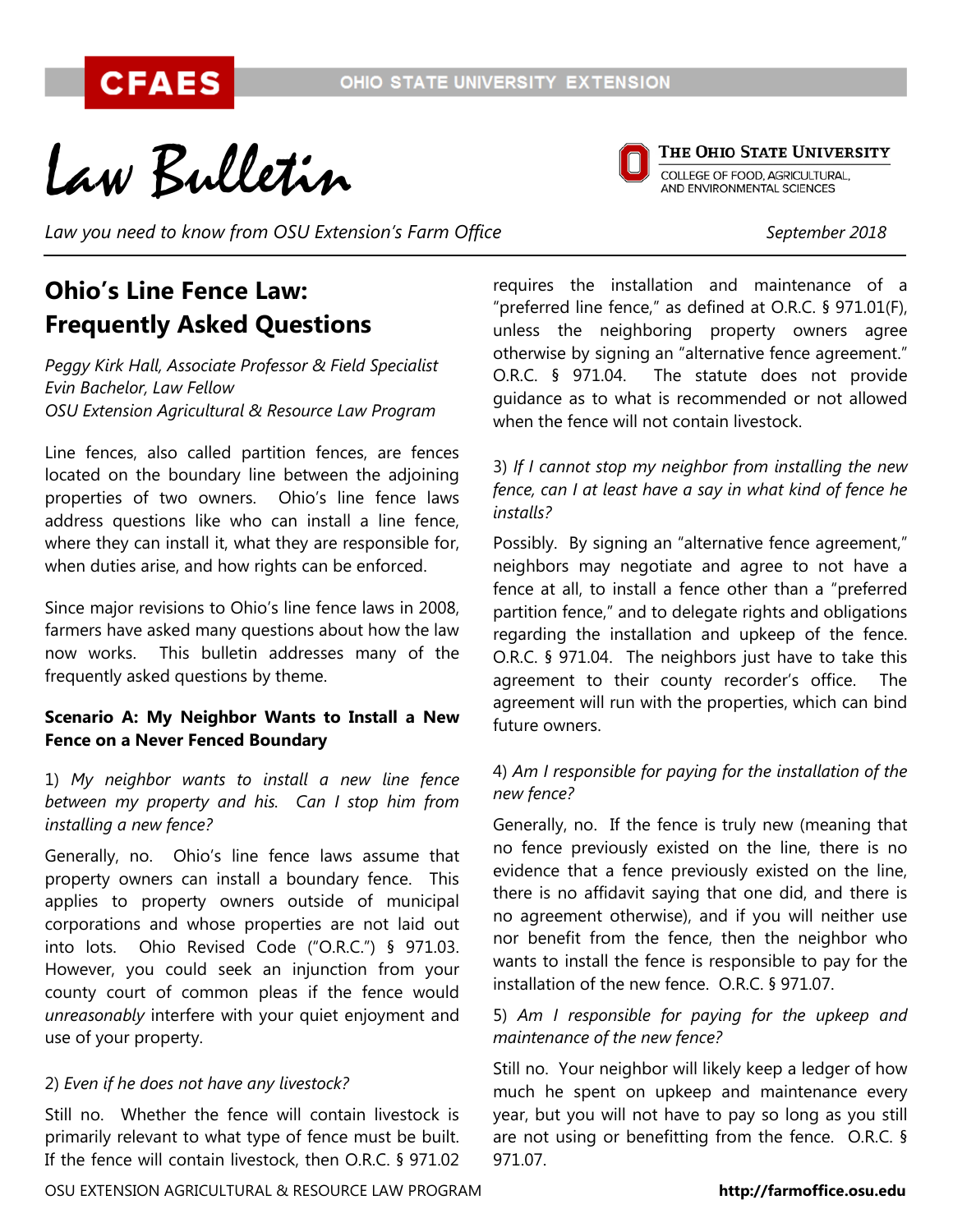# Law Bulletin

*Law you need to know from OSU Extension's Farm Office* — September 2018

## Ohio's Line Fence Law: Frequently Asked Questions

*Peggy Kirk Hall, Associate Professor & Field Specialist*
*Evin Bachelor, Law Fellow*
*OSU Extension Agricultural & Resource Law Program*

Line fences, also called partition fences, are fences located on the boundary line between the adjoining properties of two owners. Ohio's line fence laws address questions like who can install a line fence, where they can install it, what they are responsible for, when duties arise, and how rights can be enforced.

Since major revisions to Ohio's line fence laws in 2008, farmers have asked many questions about how the law now works. This bulletin addresses many of the frequently asked questions by theme.

### Scenario A: My Neighbor Wants to Install a New Fence on a Never Fenced Boundary

1) *My neighbor wants to install a new line fence between my property and his. Can I stop him from installing a new fence?*

Generally, no. Ohio's line fence laws assume that property owners can install a boundary fence. This applies to property owners outside of municipal corporations and whose properties are not laid out into lots. Ohio Revised Code ("O.R.C.") § 971.03. However, you could seek an injunction from your county court of common pleas if the fence would *unreasonably* interfere with your quiet enjoyment and use of your property.

2) *Even if he does not have any livestock?*

Still no. Whether the fence will contain livestock is primarily relevant to what type of fence must be built. If the fence will contain livestock, then O.R.C. § 971.02 requires the installation and maintenance of a "preferred line fence," as defined at O.R.C. § 971.01(F), unless the neighboring property owners agree otherwise by signing an "alternative fence agreement." O.R.C. § 971.04. The statute does not provide guidance as to what is recommended or not allowed when the fence will not contain livestock.

3) *If I cannot stop my neighbor from installing the new fence, can I at least have a say in what kind of fence he installs?*

Possibly. By signing an "alternative fence agreement," neighbors may negotiate and agree to not have a fence at all, to install a fence other than a "preferred partition fence," and to delegate rights and obligations regarding the installation and upkeep of the fence. O.R.C. § 971.04. The neighbors just have to take this agreement to their county recorder's office. The agreement will run with the properties, which can bind future owners.

4) *Am I responsible for paying for the installation of the new fence?*

Generally, no. If the fence is truly new (meaning that no fence previously existed on the line, there is no evidence that a fence previously existed on the line, there is no affidavit saying that one did, and there is no agreement otherwise), and if you will neither use nor benefit from the fence, then the neighbor who wants to install the fence is responsible to pay for the installation of the new fence. O.R.C. § 971.07.

5) *Am I responsible for paying for the upkeep and maintenance of the new fence?*

Still no. Your neighbor will likely keep a ledger of how much he spent on upkeep and maintenance every year, but you will not have to pay so long as you still are not using or benefitting from the fence. O.R.C. § 971.07.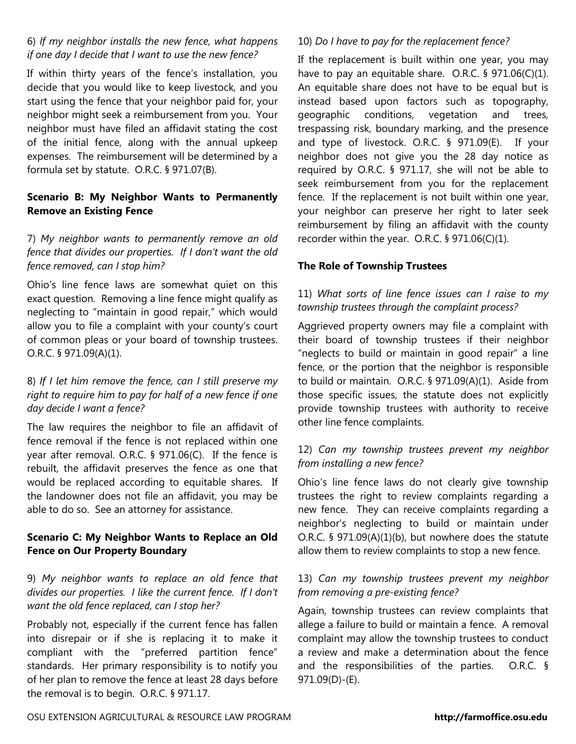6) *If my neighbor installs the new fence, what happens if one day I decide that I want to use the new fence?*

If within thirty years of the fence's installation, you decide that you would like to keep livestock, and you start using the fence that your neighbor paid for, your neighbor might seek a reimbursement from you. Your neighbor must have filed an affidavit stating the cost of the initial fence, along with the annual upkeep expenses. The reimbursement will be determined by a formula set by statute. O.R.C. § 971.07(B).

### Scenario B: My Neighbor Wants to Permanently Remove an Existing Fence

7) *My neighbor wants to permanently remove an old fence that divides our properties. If I don't want the old fence removed, can I stop him?*

Ohio's line fence laws are somewhat quiet on this exact question. Removing a line fence might qualify as neglecting to "maintain in good repair," which would allow you to file a complaint with your county's court of common pleas or your board of township trustees. O.R.C. § 971.09(A)(1).

8) *If I let him remove the fence, can I still preserve my right to require him to pay for half of a new fence if one day decide I want a fence?*

The law requires the neighbor to file an affidavit of fence removal if the fence is not replaced within one year after removal. O.R.C. § 971.06(C). If the fence is rebuilt, the affidavit preserves the fence as one that would be replaced according to equitable shares. If the landowner does not file an affidavit, you may be able to do so. See an attorney for assistance.

### Scenario C: My Neighbor Wants to Replace an Old Fence on Our Property Boundary

9) *My neighbor wants to replace an old fence that divides our properties. I like the current fence. If I don't want the old fence replaced, can I stop her?*

Probably not, especially if the current fence has fallen into disrepair or if she is replacing it to make it compliant with the "preferred partition fence" standards. Her primary responsibility is to notify you of her plan to remove the fence at least 28 days before the removal is to begin. O.R.C. § 971.17.

10) *Do I have to pay for the replacement fence?*

If the replacement is built within one year, you may have to pay an equitable share. O.R.C. § 971.06(C)(1). An equitable share does not have to be equal but is instead based upon factors such as topography, geographic conditions, vegetation and trees, trespassing risk, boundary marking, and the presence and type of livestock. O.R.C. § 971.09(E). If your neighbor does not give you the 28 day notice as required by O.R.C. § 971.17, she will not be able to seek reimbursement from you for the replacement fence. If the replacement is not built within one year, your neighbor can preserve her right to later seek reimbursement by filing an affidavit with the county recorder within the year. O.R.C. § 971.06(C)(1).

### The Role of Township Trustees

11) *What sorts of line fence issues can I raise to my township trustees through the complaint process?*

Aggrieved property owners may file a complaint with their board of township trustees if their neighbor "neglects to build or maintain in good repair" a line fence, or the portion that the neighbor is responsible to build or maintain. O.R.C. § 971.09(A)(1). Aside from those specific issues, the statute does not explicitly provide township trustees with authority to receive other line fence complaints.

12) *Can my township trustees prevent my neighbor from installing a new fence?*

Ohio's line fence laws do not clearly give township trustees the right to review complaints regarding a new fence. They can receive complaints regarding a neighbor's neglecting to build or maintain under O.R.C. § 971.09(A)(1)(b), but nowhere does the statute allow them to review complaints to stop a new fence.

13) *Can my township trustees prevent my neighbor from removing a pre-existing fence?*

Again, township trustees can review complaints that allege a failure to build or maintain a fence. A removal complaint may allow the township trustees to conduct a review and make a determination about the fence and the responsibilities of the parties. O.R.C. § 971.09(D)-(E).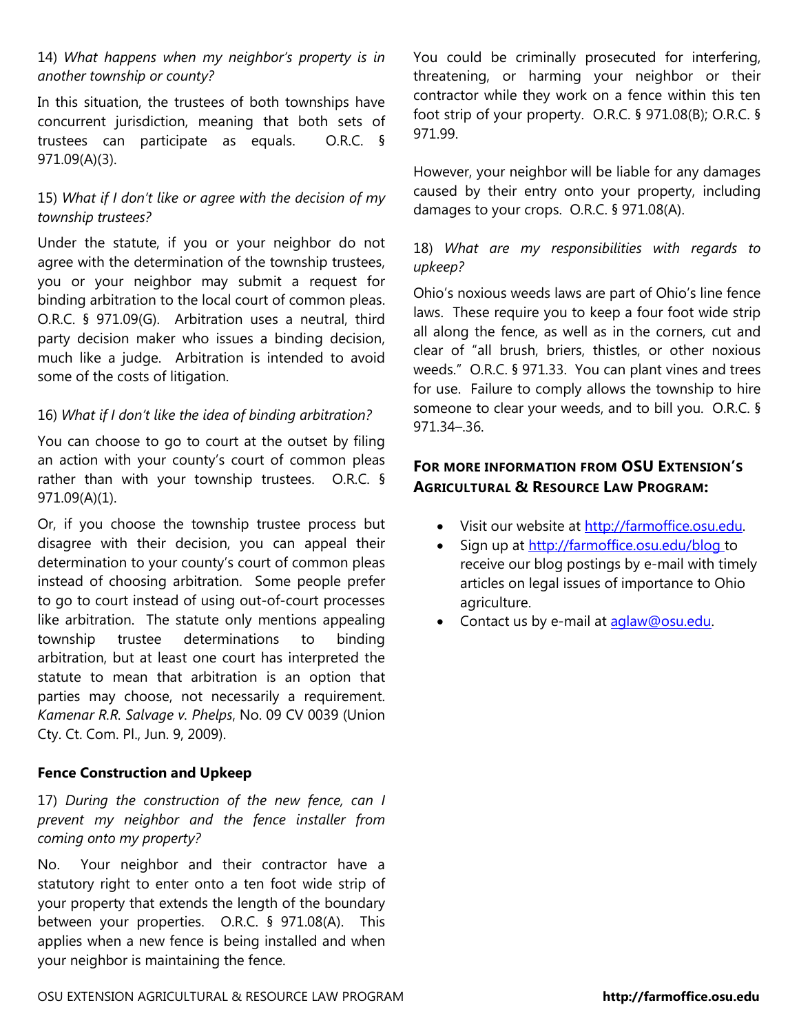14) *What happens when my neighbor's property is in another township or county?*

In this situation, the trustees of both townships have concurrent jurisdiction, meaning that both sets of trustees can participate as equals. O.R.C. § 971.09(A)(3).

15) *What if I don't like or agree with the decision of my township trustees?*

Under the statute, if you or your neighbor do not agree with the determination of the township trustees, you or your neighbor may submit a request for binding arbitration to the local court of common pleas. O.R.C. § 971.09(G). Arbitration uses a neutral, third party decision maker who issues a binding decision, much like a judge. Arbitration is intended to avoid some of the costs of litigation.

16) *What if I don't like the idea of binding arbitration?*

You can choose to go to court at the outset by filing an action with your county's court of common pleas rather than with your township trustees. O.R.C. § 971.09(A)(1).

Or, if you choose the township trustee process but disagree with their decision, you can appeal their determination to your county's court of common pleas instead of choosing arbitration. Some people prefer to go to court instead of using out-of-court processes like arbitration. The statute only mentions appealing township trustee determinations to binding arbitration, but at least one court has interpreted the statute to mean that arbitration is an option that parties may choose, not necessarily a requirement. *Kamenar R.R. Salvage v. Phelps*, No. 09 CV 0039 (Union Cty. Ct. Com. Pl., Jun. 9, 2009).

**Fence Construction and Upkeep**

17) *During the construction of the new fence, can I prevent my neighbor and the fence installer from coming onto my property?*

No. Your neighbor and their contractor have a statutory right to enter onto a ten foot wide strip of your property that extends the length of the boundary between your properties. O.R.C. § 971.08(A). This applies when a new fence is being installed and when your neighbor is maintaining the fence.

You could be criminally prosecuted for interfering, threatening, or harming your neighbor or their contractor while they work on a fence within this ten foot strip of your property. O.R.C. § 971.08(B); O.R.C. § 971.99.

However, your neighbor will be liable for any damages caused by their entry onto your property, including damages to your crops. O.R.C. § 971.08(A).

18) *What are my responsibilities with regards to upkeep?*

Ohio's noxious weeds laws are part of Ohio's line fence laws. These require you to keep a four foot wide strip all along the fence, as well as in the corners, cut and clear of "all brush, briers, thistles, or other noxious weeds." O.R.C. § 971.33. You can plant vines and trees for use. Failure to comply allows the township to hire someone to clear your weeds, and to bill you. O.R.C. § 971.34–.36.

**For more information from OSU Extension's Agricultural & Resource Law Program:**

- Visit our website at http://farmoffice.osu.edu.
- Sign up at http://farmoffice.osu.edu/blog to receive our blog postings by e-mail with timely articles on legal issues of importance to Ohio agriculture.
- Contact us by e-mail at aglaw@osu.edu.